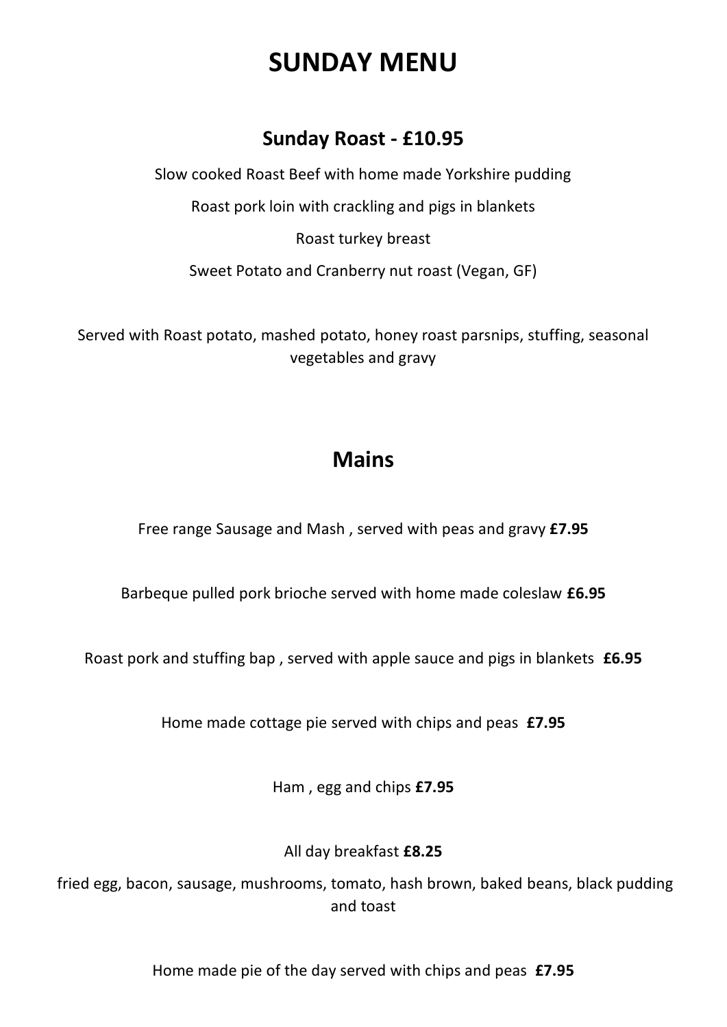# SUNDAY MENU

## Sunday Roast - £10.95

Slow cooked Roast Beef with home made Yorkshire pudding

Roast pork loin with crackling and pigs in blankets

Roast turkey breast

Sweet Potato and Cranberry nut roast (Vegan, GF)

Served with Roast potato, mashed potato, honey roast parsnips, stuffing, seasonal vegetables and gravy

## Mains

Free range Sausage and Mash , served with peas and gravy **£7.95**

Barbeque pulled pork brioche served with home made coleslaw **£6.95**

Roast pork and stuffing bap , served with apple sauce and pigs in blankets **£6.95**

Home made cottage pie served with chips and peas **£7.95**

Ham , egg and chips **£7.95**

All day breakfast **£8.25**

fried egg, bacon, sausage, mushrooms, tomato, hash brown, baked beans, black pudding and toast

Home made pie of the day served with chips and peas **£7.95**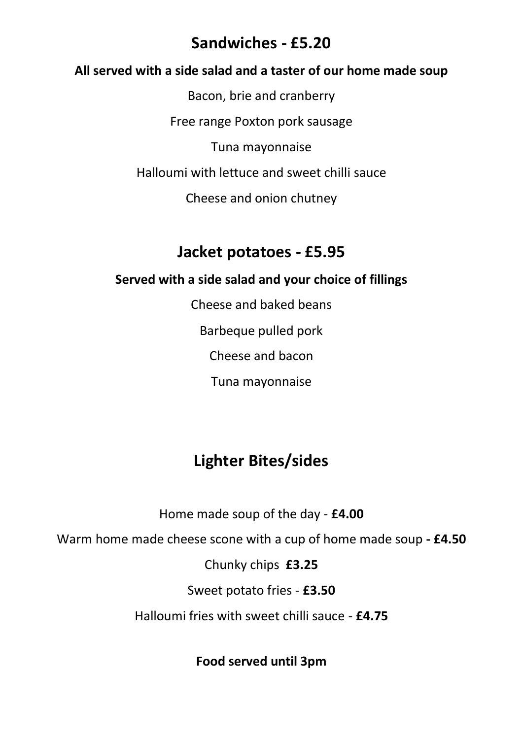## Sandwiches - £5.20

**All served with a side salad and a taster of our home made soup**

Bacon, brie and cranberry

Free range Poxton pork sausage

Tuna mayonnaise

Halloumi with lettuce and sweet chilli sauce

Cheese and onion chutney

## Jacket potatoes - £5.95

**Served with a side salad and your choice of fillings**

Cheese and baked beans

Barbeque pulled pork

Cheese and bacon

Tuna mayonnaise

## Lighter Bites/sides

Home made soup of the day - **£4.00**

Warm home made cheese scone with a cup of home made soup **- £4.50**

Chunky chips **£3.25**

Sweet potato fries - **£3.50**

Halloumi fries with sweet chilli sauce - **£4.75**

**Food served until 3pm**